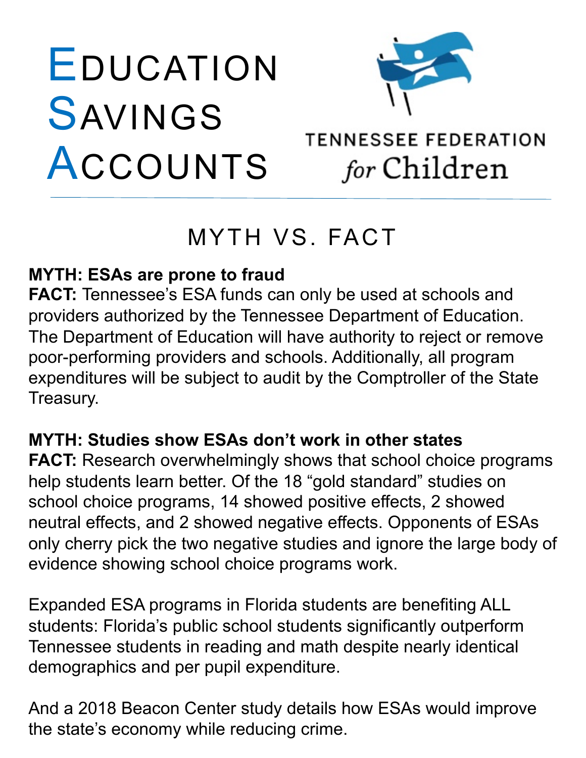# Education Savings Accounts

TENNESSEE FEDERATION *for* Children

## MYTH VS. FACT

**MYTH: ESAs are prone to fraud**
**FACT:** Tennessee's ESA funds can only be used at schools and providers authorized by the Tennessee Department of Education. The Department of Education will have authority to reject or remove poor-performing providers and schools. Additionally, all program expenditures will be subject to audit by the Comptroller of the State Treasury.

**MYTH: Studies show ESAs don't work in other states**
**FACT:** Research overwhelmingly shows that school choice programs help students learn better. Of the 18 "gold standard" studies on school choice programs, 14 showed positive effects, 2 showed neutral effects, and 2 showed negative effects. Opponents of ESAs only cherry pick the two negative studies and ignore the large body of evidence showing school choice programs work.

Expanded ESA programs in Florida students are benefiting ALL students: Florida's public school students significantly outperform Tennessee students in reading and math despite nearly identical demographics and per pupil expenditure.

And a 2018 Beacon Center study details how ESAs would improve the state's economy while reducing crime.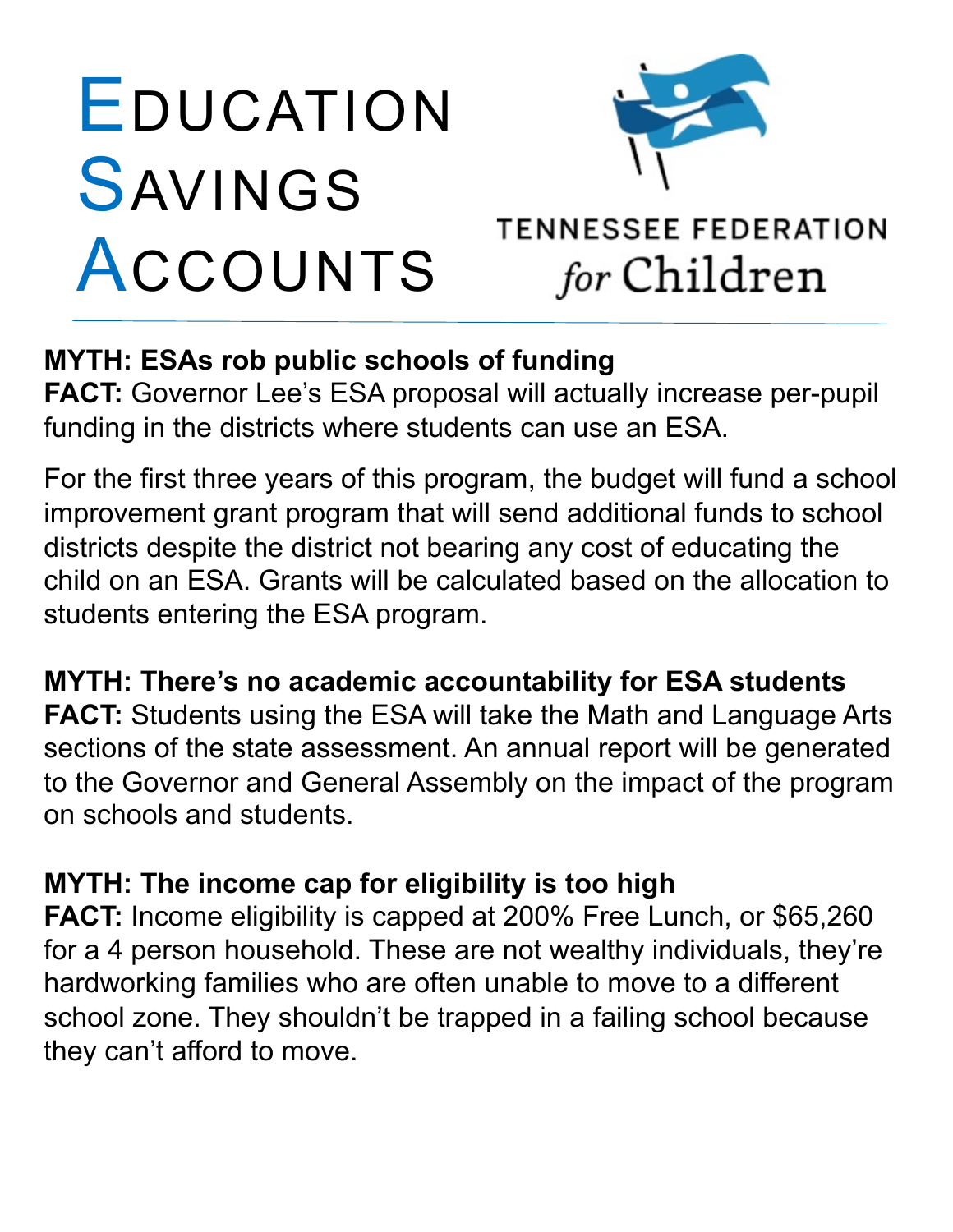# Education Savings Accounts

TENNESSEE FEDERATION *for* Children

---

**MYTH: ESAs rob public schools of funding**
**FACT:** Governor Lee's ESA proposal will actually increase per-pupil funding in the districts where students can use an ESA.

For the first three years of this program, the budget will fund a school improvement grant program that will send additional funds to school districts despite the district not bearing any cost of educating the child on an ESA. Grants will be calculated based on the allocation to students entering the ESA program.

**MYTH: There's no academic accountability for ESA students**
**FACT:** Students using the ESA will take the Math and Language Arts sections of the state assessment. An annual report will be generated to the Governor and General Assembly on the impact of the program on schools and students.

**MYTH: The income cap for eligibility is too high**
**FACT:** Income eligibility is capped at 200% Free Lunch, or $65,260 for a 4 person household. These are not wealthy individuals, they're hardworking families who are often unable to move to a different school zone. They shouldn't be trapped in a failing school because they can't afford to move.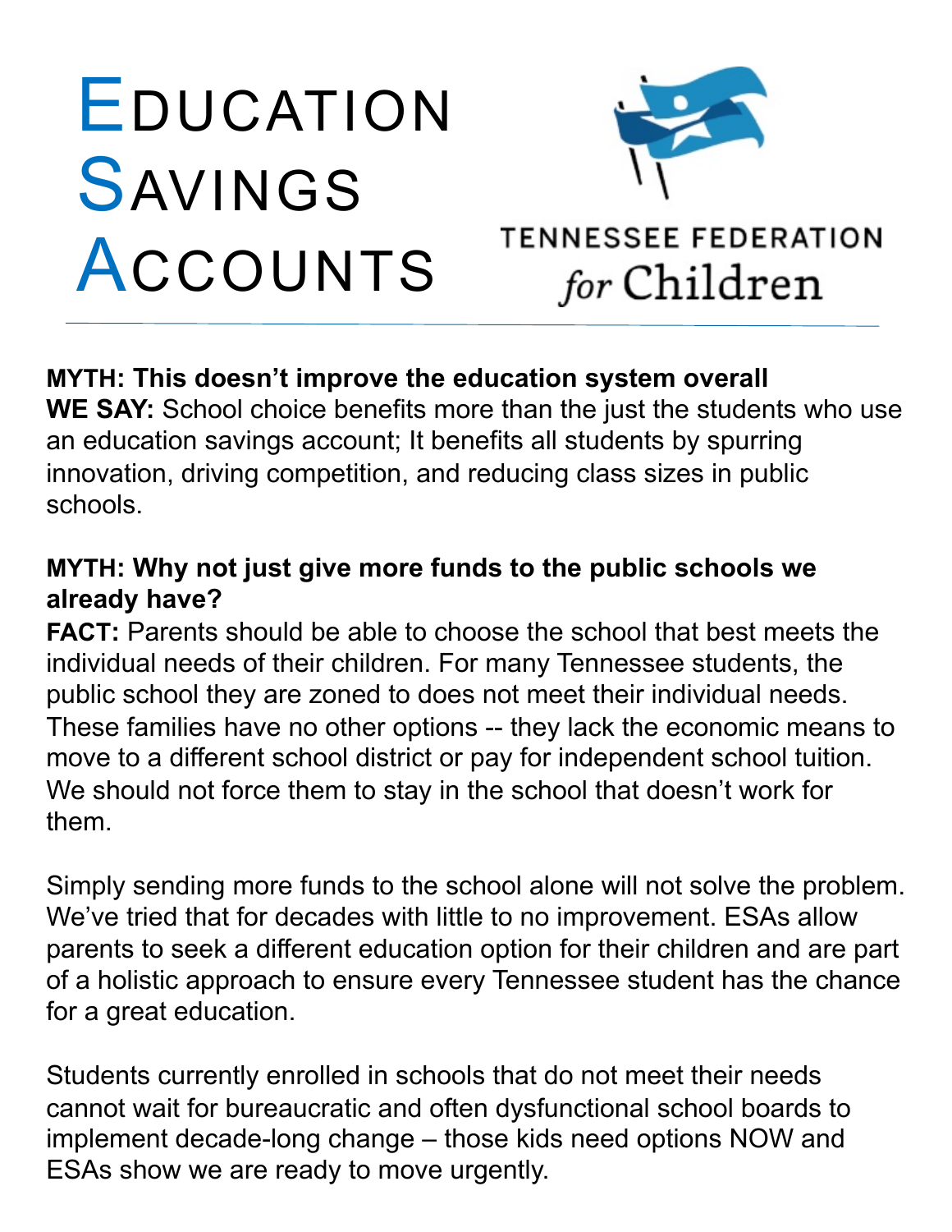# EDUCATION SAVINGS ACCOUNTS

TENNESSEE FEDERATION *for* Children

---

**MYTH: This doesn't improve the education system overall**
**WE SAY:** School choice benefits more than the just the students who use an education savings account; It benefits all students by spurring innovation, driving competition, and reducing class sizes in public schools.

**MYTH: Why not just give more funds to the public schools we already have?**
**FACT:** Parents should be able to choose the school that best meets the individual needs of their children. For many Tennessee students, the public school they are zoned to does not meet their individual needs. These families have no other options -- they lack the economic means to move to a different school district or pay for independent school tuition. We should not force them to stay in the school that doesn't work for them.

Simply sending more funds to the school alone will not solve the problem. We've tried that for decades with little to no improvement. ESAs allow parents to seek a different education option for their children and are part of a holistic approach to ensure every Tennessee student has the chance for a great education.

Students currently enrolled in schools that do not meet their needs cannot wait for bureaucratic and often dysfunctional school boards to implement decade-long change – those kids need options NOW and ESAs show we are ready to move urgently.